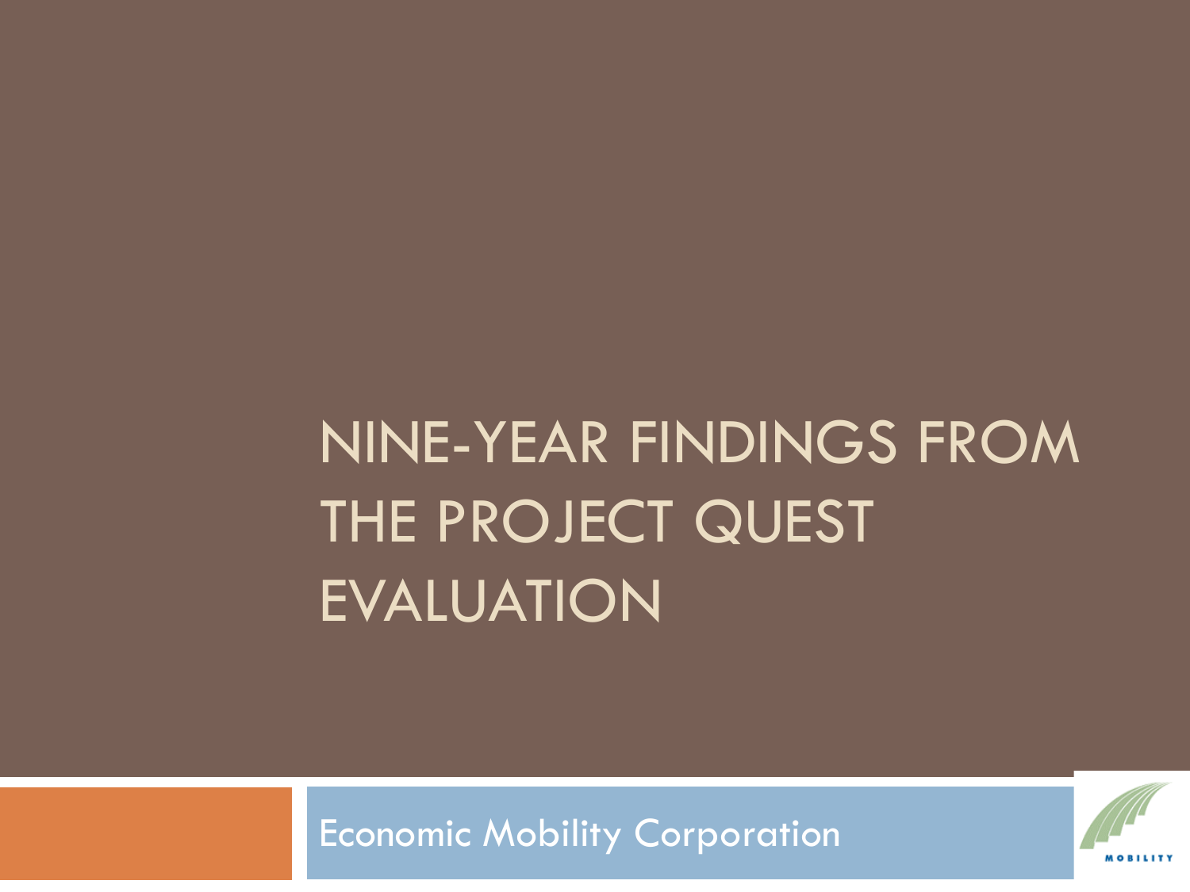# NINE-YEAR FINDINGS FROM THE PROJECT QUEST EVALUATION

Economic Mobility Corporation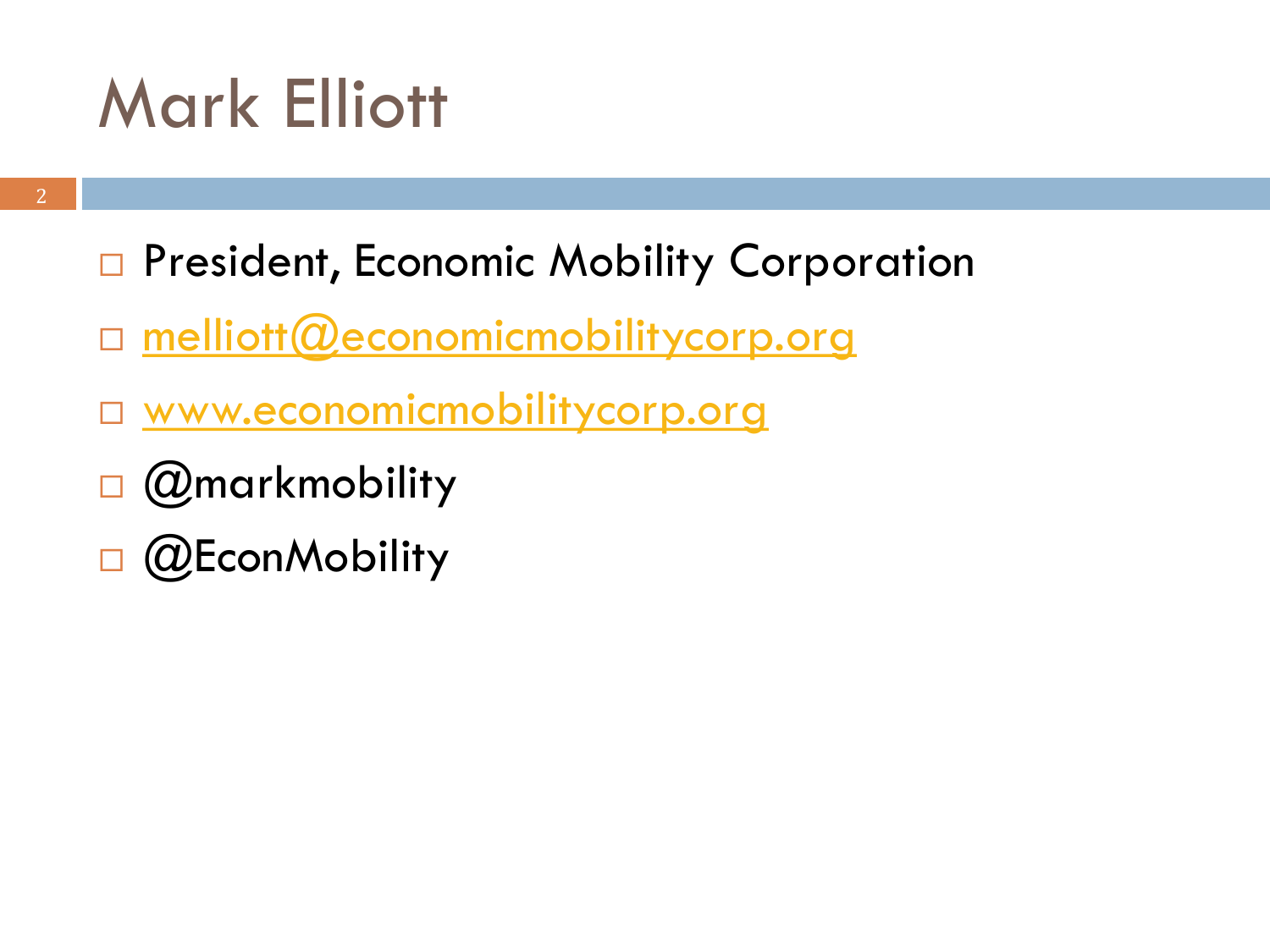# Mark Elliott

- President, Economic Mobility Corporation
- melliott@economicmobilitycorp.org
- www.economicmobilitycorp.org
- @markmobility
- @EconMobility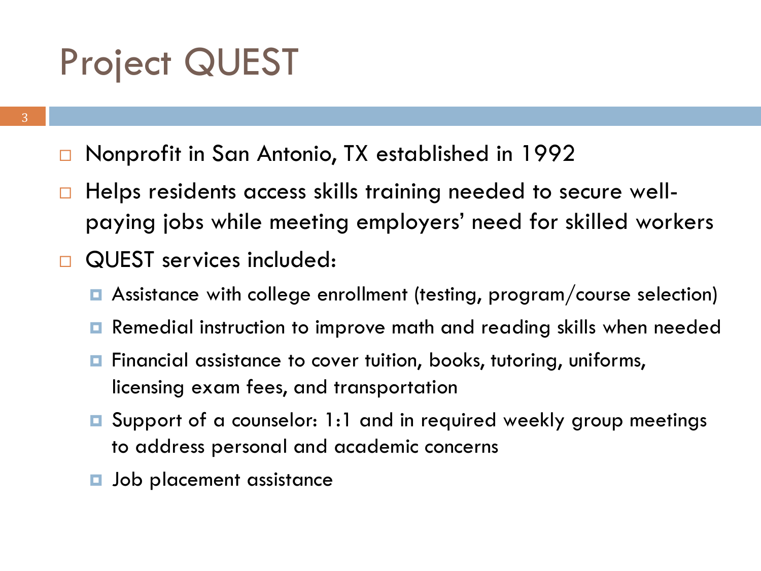# Project QUEST

- Nonprofit in San Antonio, TX established in 1992
- Helps residents access skills training needed to secure well-paying jobs while meeting employers' need for skilled workers
- QUEST services included:
  - Assistance with college enrollment (testing, program/course selection)
  - Remedial instruction to improve math and reading skills when needed
  - Financial assistance to cover tuition, books, tutoring, uniforms, licensing exam fees, and transportation
  - Support of a counselor: 1:1 and in required weekly group meetings to address personal and academic concerns
  - Job placement assistance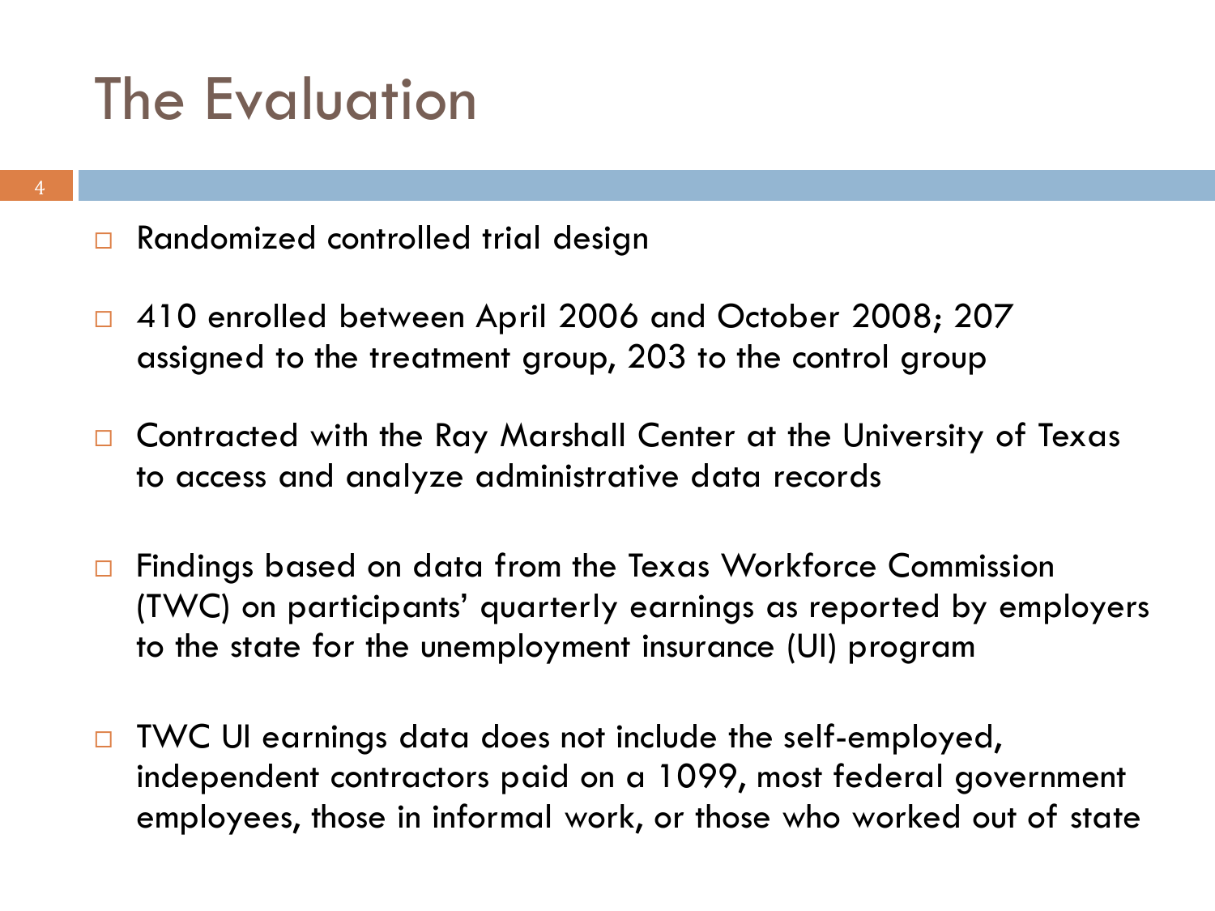# The Evaluation

- Randomized controlled trial design
- 410 enrolled between April 2006 and October 2008; 207 assigned to the treatment group, 203 to the control group
- Contracted with the Ray Marshall Center at the University of Texas to access and analyze administrative data records
- Findings based on data from the Texas Workforce Commission (TWC) on participants' quarterly earnings as reported by employers to the state for the unemployment insurance (UI) program
- TWC UI earnings data does not include the self-employed, independent contractors paid on a 1099, most federal government employees, those in informal work, or those who worked out of state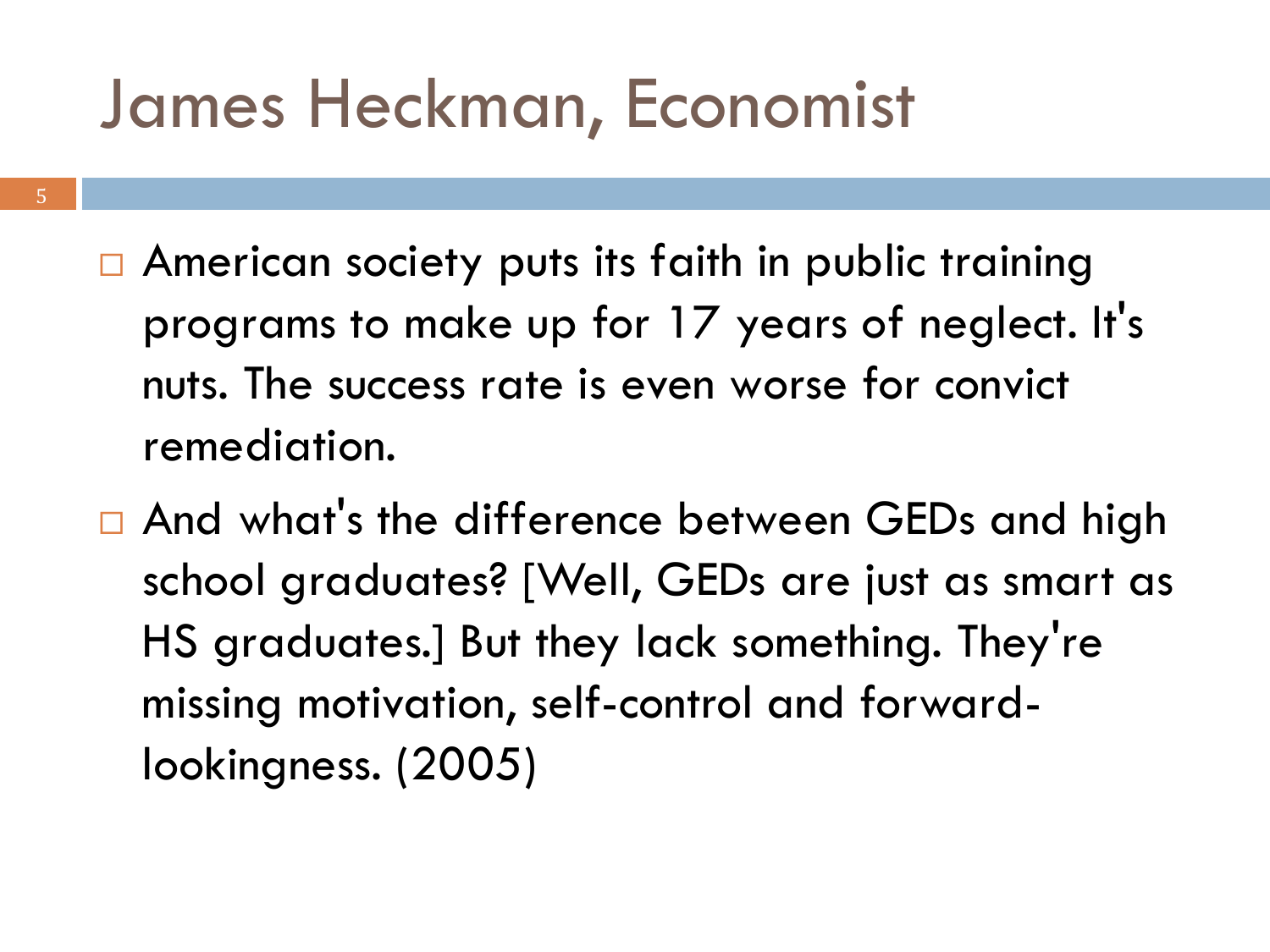# James Heckman, Economist

- American society puts its faith in public training programs to make up for 17 years of neglect. It's nuts. The success rate is even worse for convict remediation.
- And what's the difference between GEDs and high school graduates? [Well, GEDs are just as smart as HS graduates.] But they lack something. They're missing motivation, self-control and forward-lookingness. (2005)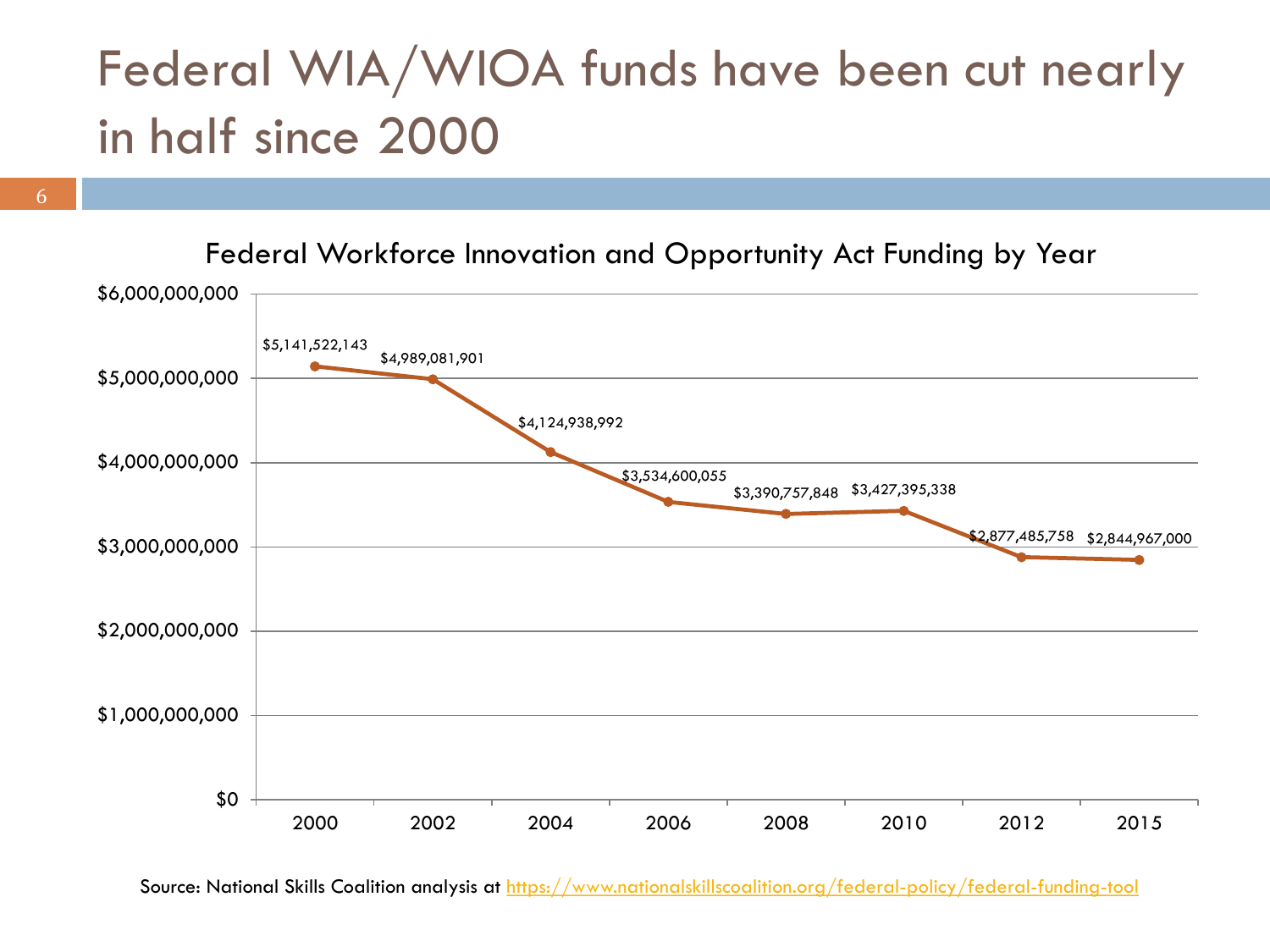# Federal WIA/WIOA funds have been cut nearly in half since 2000

Federal Workforce Innovation and Opportunity Act Funding by Year

| Year | Funding |
| --- | --- |
| 2000 | $5,141,522,143 |
| 2002 | $4,989,081,901 |
| 2004 | $4,124,938,992 |
| 2006 | $3,534,600,055 |
| 2008 | $3,390,757,848 |
| 2010 | $3,427,395,338 |
| 2012 | $2,877,485,758 |
| 2015 | $2,844,967,000 |

Source: National Skills Coalition analysis at https://www.nationalskillscoalition.org/federal-policy/federal-funding-tool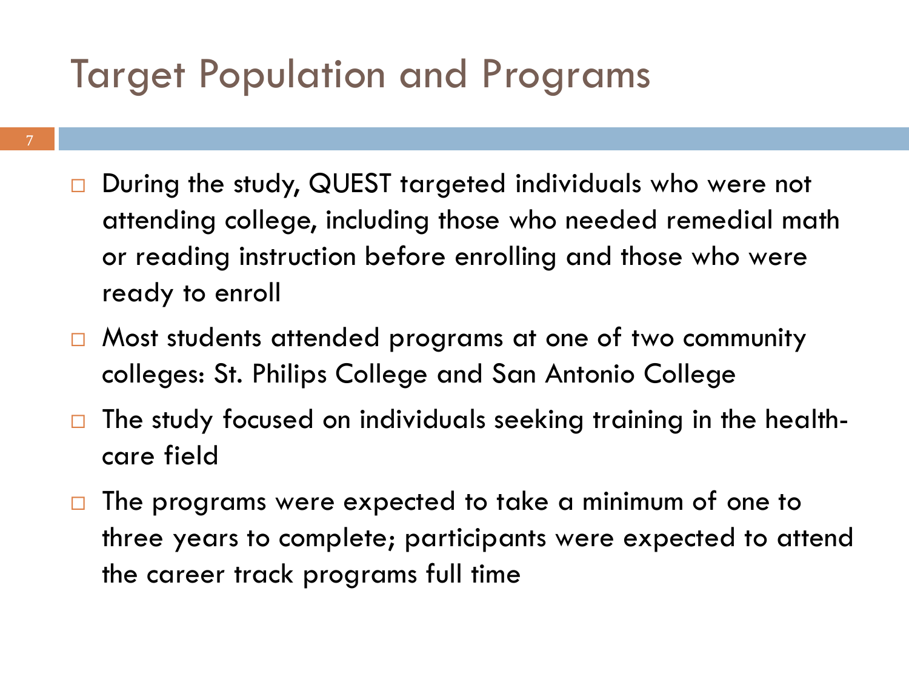# Target Population and Programs

- During the study, QUEST targeted individuals who were not attending college, including those who needed remedial math or reading instruction before enrolling and those who were ready to enroll
- Most students attended programs at one of two community colleges: St. Philips College and San Antonio College
- The study focused on individuals seeking training in the health-care field
- The programs were expected to take a minimum of one to three years to complete; participants were expected to attend the career track programs full time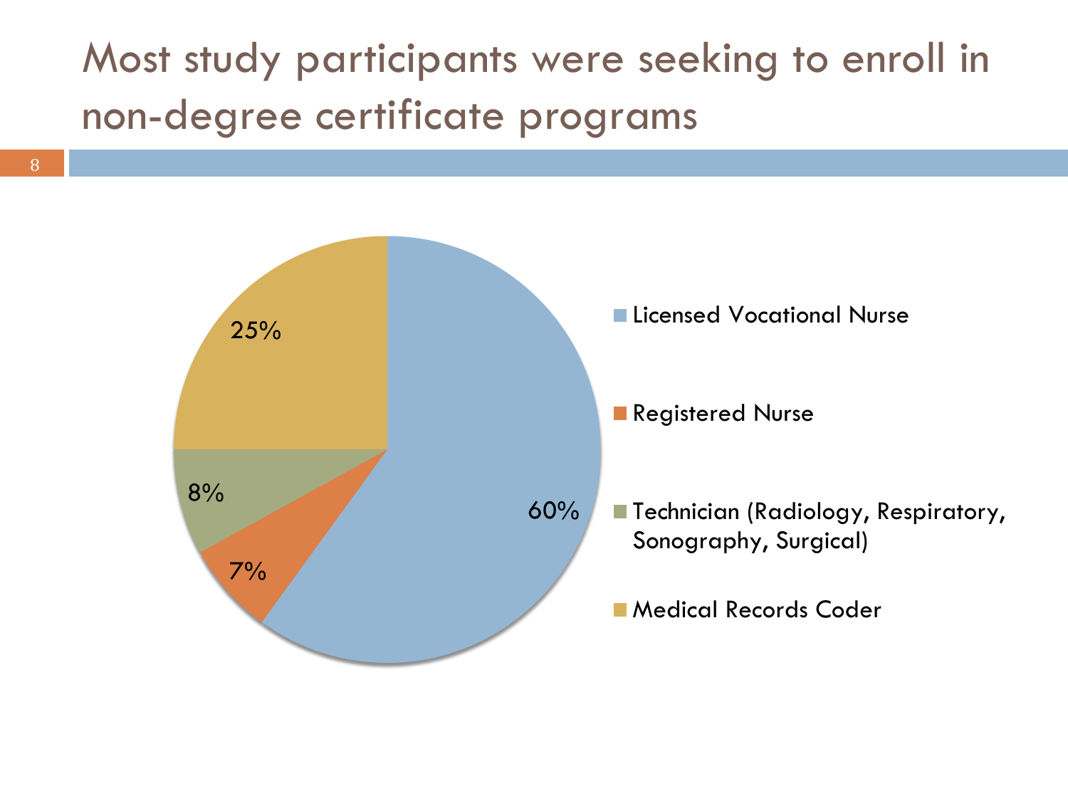# Most study participants were seeking to enroll in non-degree certificate programs

| Program | Percentage |
| --- | --- |
| Licensed Vocational Nurse | 60% |
| Registered Nurse | 7% |
| Technician (Radiology, Respiratory, Sonography, Surgical) | 8% |
| Medical Records Coder | 25% |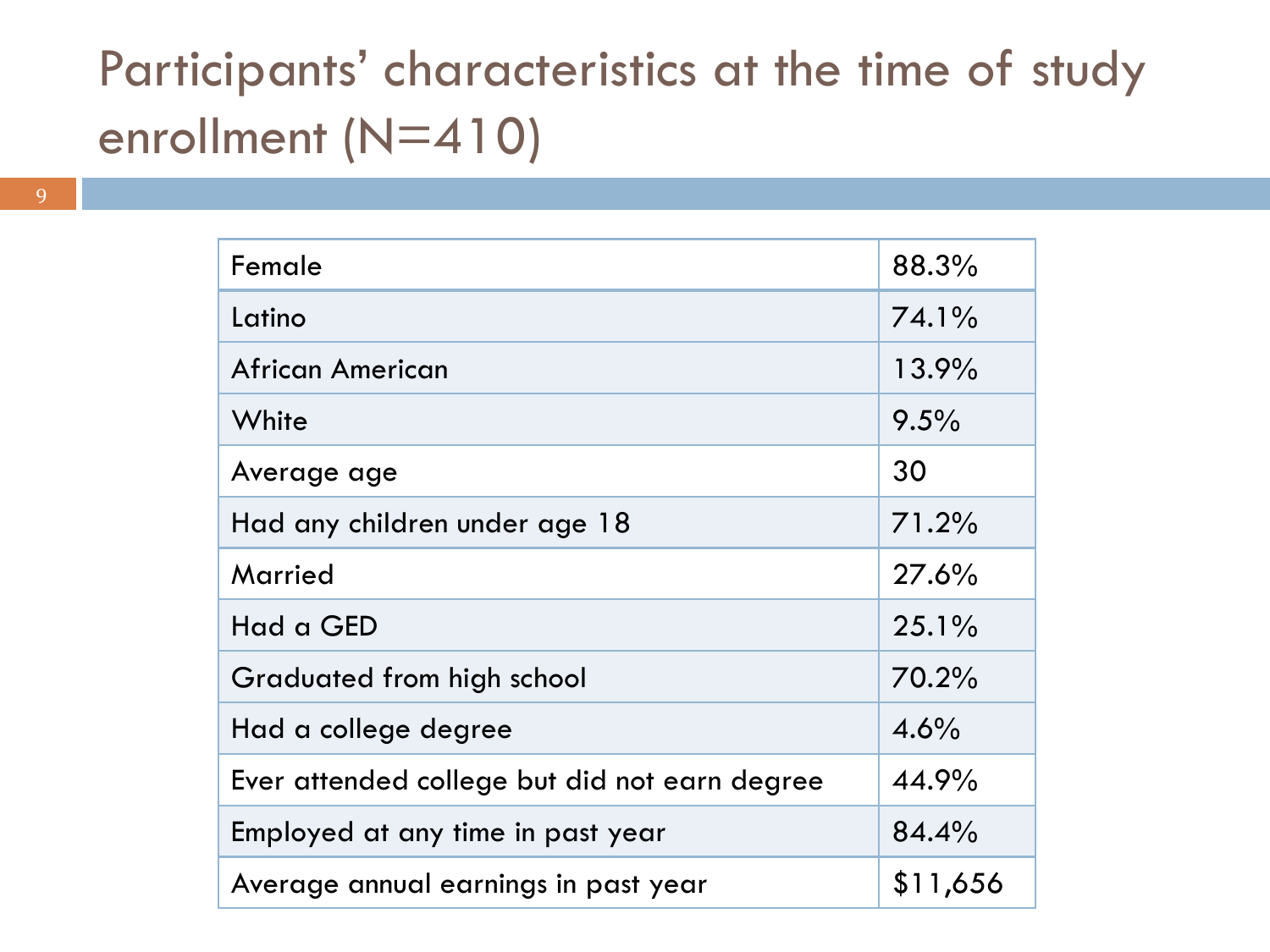# Participants' characteristics at the time of study enrollment (N=410)

| Characteristic | Value |
|---|---|
| Female | 88.3% |
| Latino | 74.1% |
| African American | 13.9% |
| White | 9.5% |
| Average age | 30 |
| Had any children under age 18 | 71.2% |
| Married | 27.6% |
| Had a GED | 25.1% |
| Graduated from high school | 70.2% |
| Had a college degree | 4.6% |
| Ever attended college but did not earn degree | 44.9% |
| Employed at any time in past year | 84.4% |
| Average annual earnings in past year | $11,656 |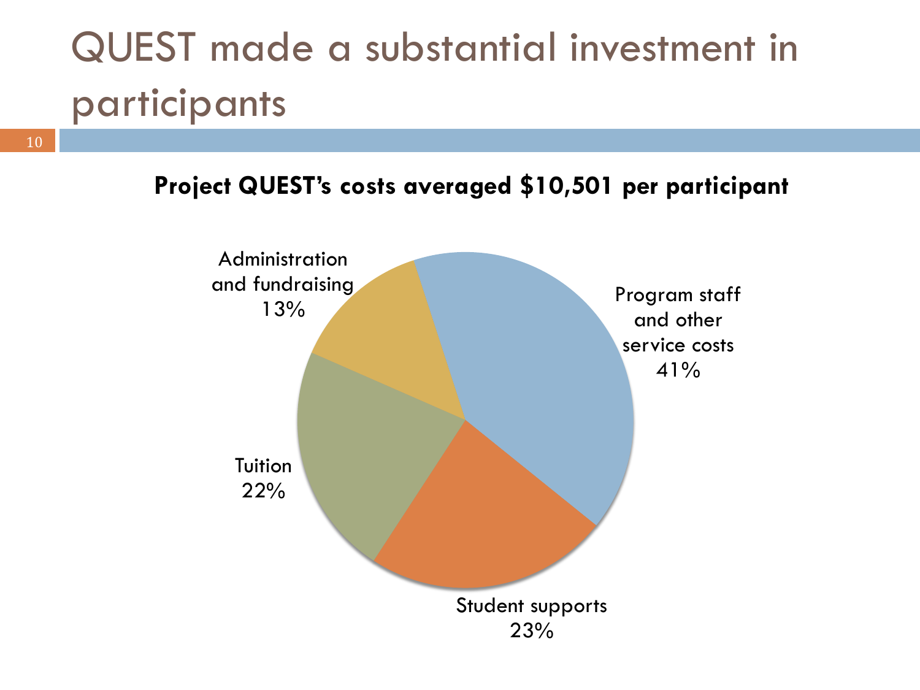# QUEST made a substantial investment in participants

**Project QUEST's costs averaged $10,501 per participant**

Administration and fundraising
13%

Program staff and other service costs
41%

Tuition
22%

Student supports
23%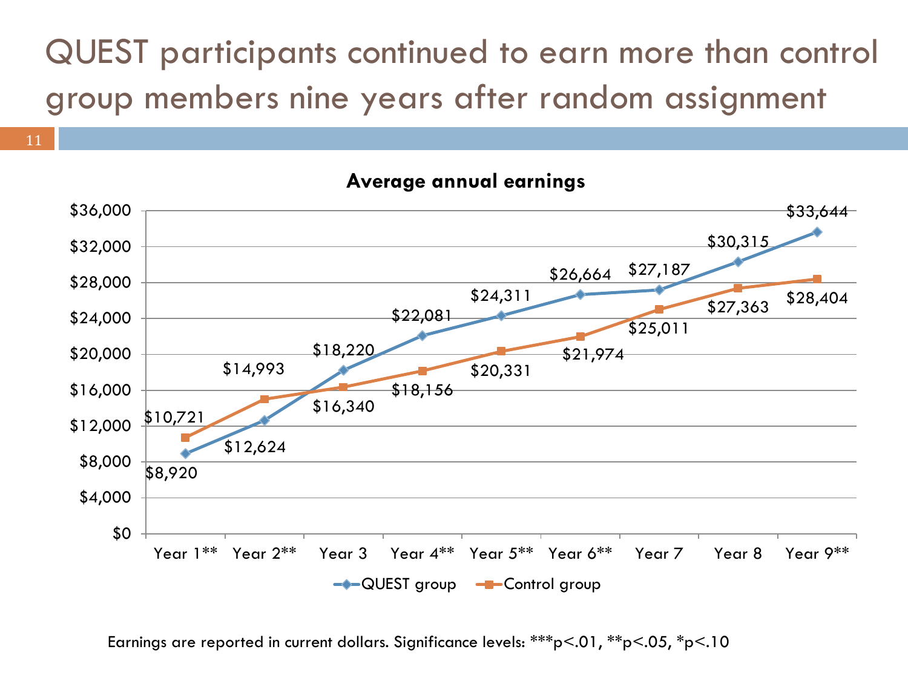# QUEST participants continued to earn more than control group members nine years after random assignment

**Average annual earnings**

| | QUEST group | Control group |
|---|---|---|
| Year 1** | $8,920 | $10,721 |
| Year 2** | $12,624 | $14,993 |
| Year 3 | $18,220 | $16,340 |
| Year 4** | $22,081 | $18,156 |
| Year 5** | $24,311 | $20,331 |
| Year 6** | $26,664 | $21,974 |
| Year 7 | $27,187 | $25,011 |
| Year 8 | $30,315 | $27,363 |
| Year 9** | $33,644 | $28,404 |

Earnings are reported in current dollars. Significance levels: ***p<.01, **p<.05, *p<.10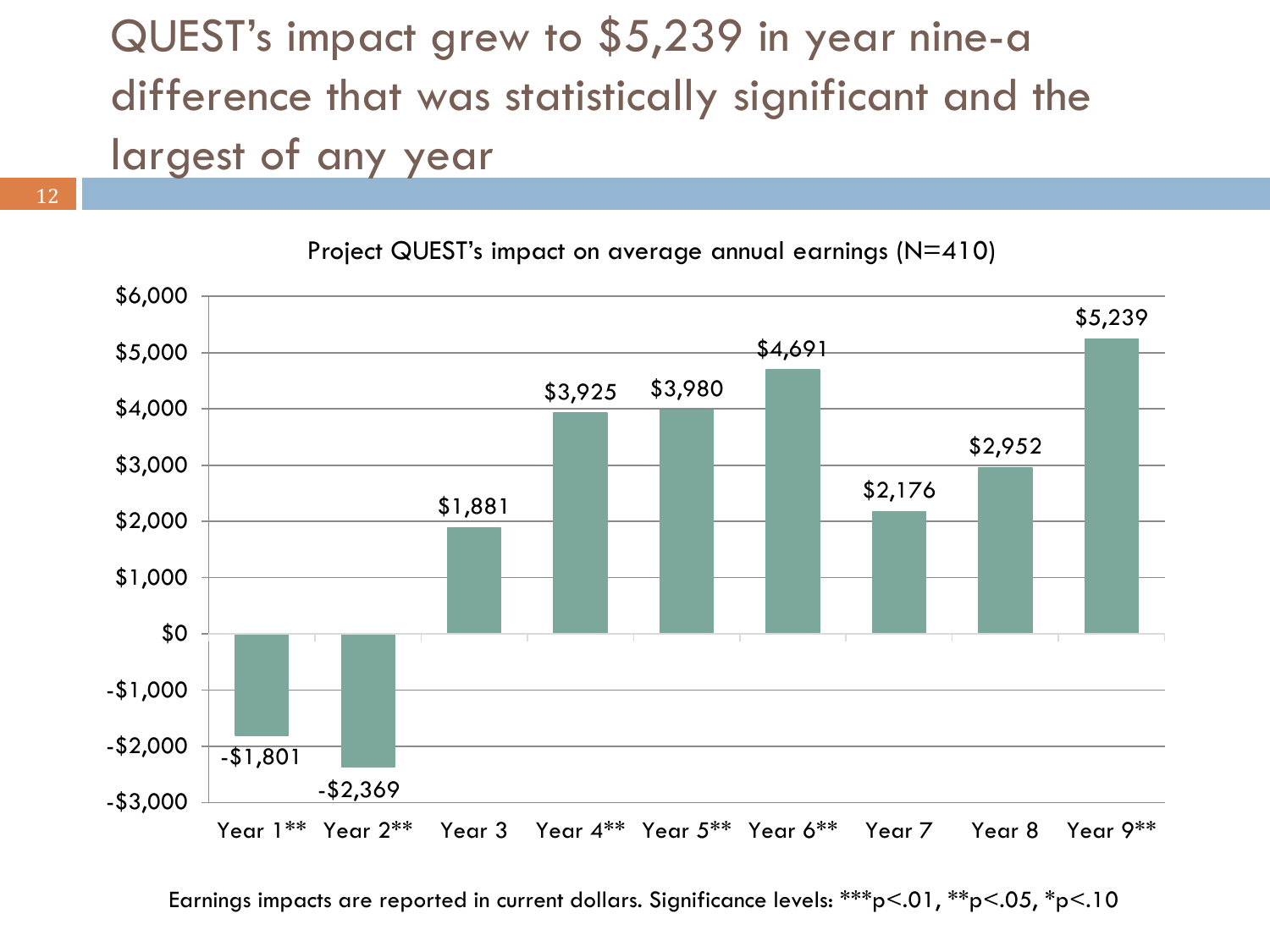# QUEST's impact grew to $5,239 in year nine-a difference that was statistically significant and the largest of any year

Project QUEST's impact on average annual earnings (N=410)

| Year | Impact |
|---|---|
| Year 1** | -$1,801 |
| Year 2** | -$2,369 |
| Year 3 | $1,881 |
| Year 4** | $3,925 |
| Year 5** | $3,980 |
| Year 6** | $4,691 |
| Year 7 | $2,176 |
| Year 8 | $2,952 |
| Year 9** | $5,239 |

Earnings impacts are reported in current dollars. Significance levels: ***p<.01, **p<.05, *p<.10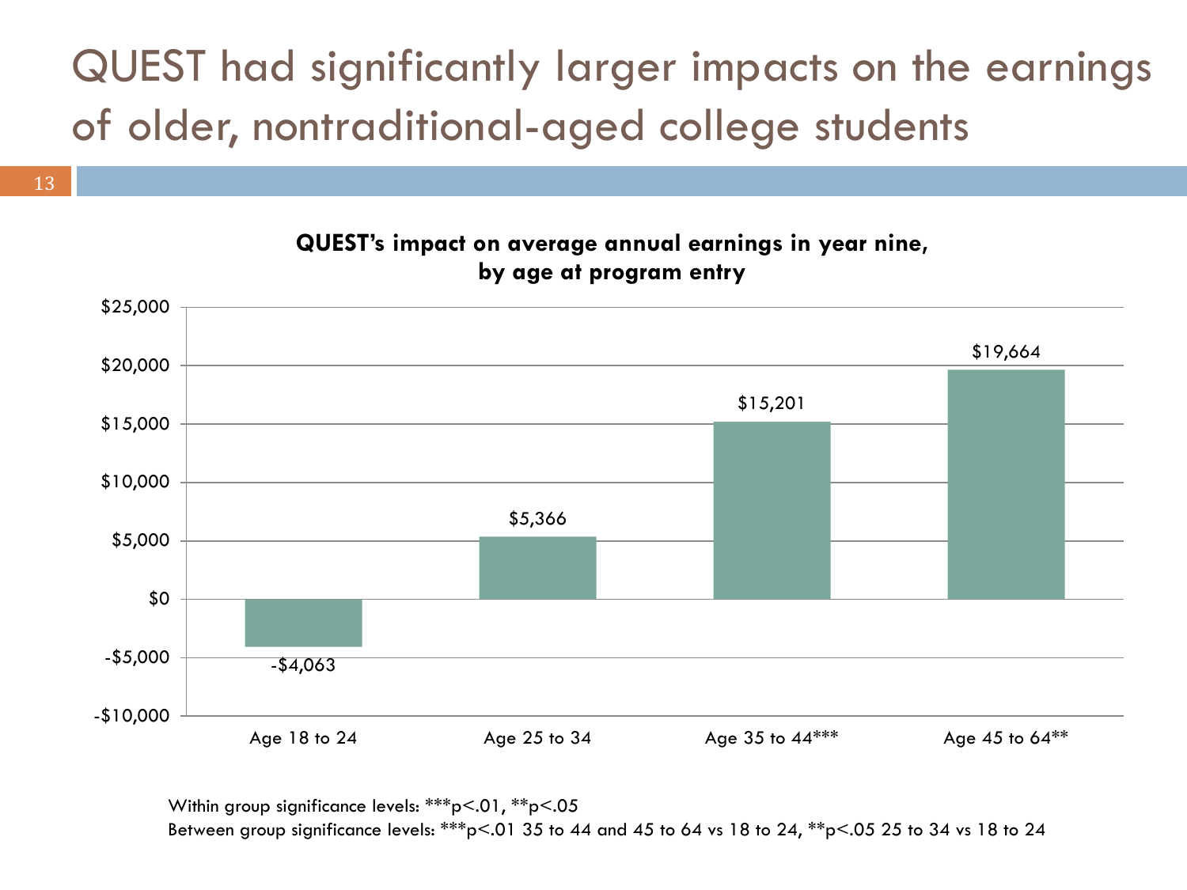# QUEST had significantly larger impacts on the earnings of older, nontraditional-aged college students

**QUEST's impact on average annual earnings in year nine, by age at program entry**

| Age at program entry | Impact on average annual earnings |
|---|---|
| Age 18 to 24 | -$4,063 |
| Age 25 to 34 | $5,366 |
| Age 35 to 44*** | $15,201 |
| Age 45 to 64** | $19,664 |

Within group significance levels: ***p<.01, **p<.05

Between group significance levels: ***p<.01 35 to 44 and 45 to 64 vs 18 to 24, **p<.05 25 to 34 vs 18 to 24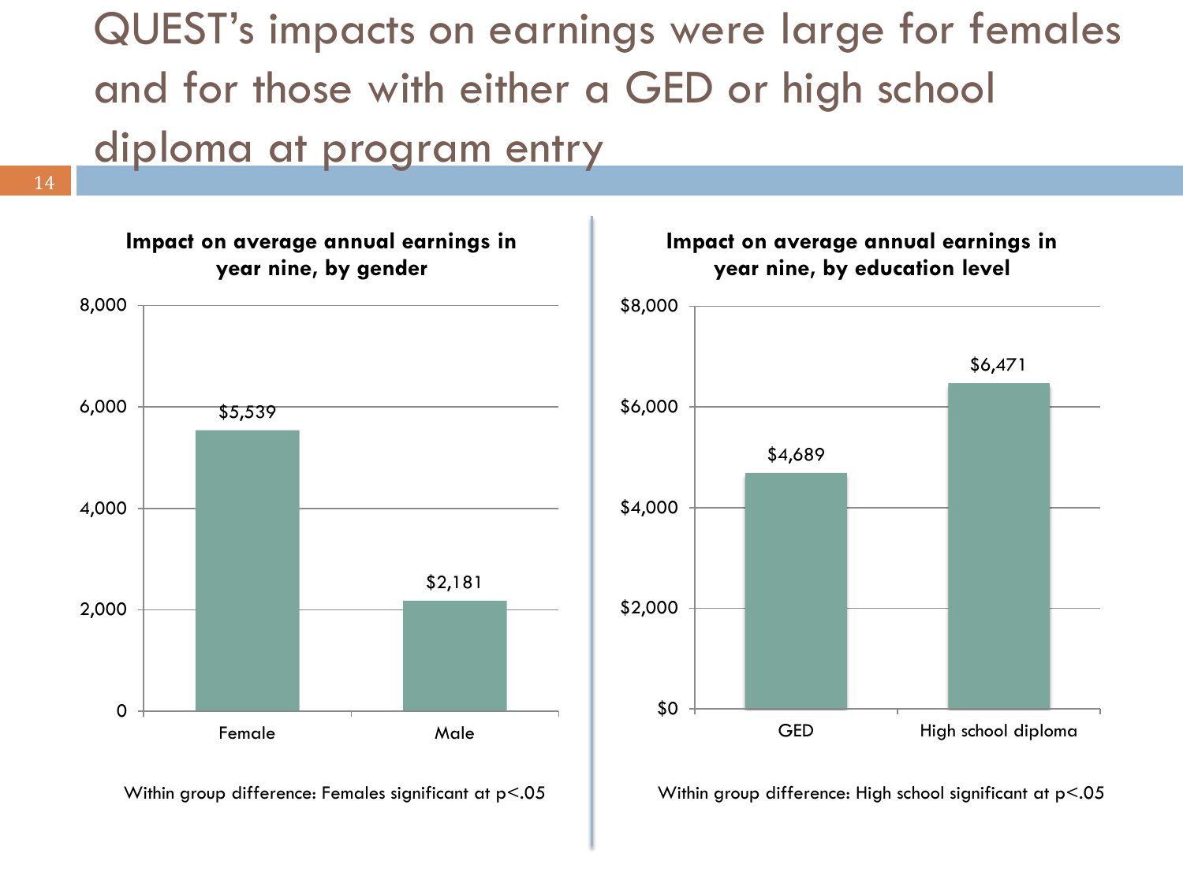# QUEST's impacts on earnings were large for females and for those with either a GED or high school diploma at program entry

**Impact on average annual earnings in year nine, by gender**

| Gender | Impact |
|---|---|
| Female | $5,539 |
| Male | $2,181 |

Within group difference: Females significant at $p<.05$

**Impact on average annual earnings in year nine, by education level**

| Education level | Impact |
|---|---|
| GED | $4,689 |
| High school diploma | $6,471 |

Within group difference: High school significant at $p<.05$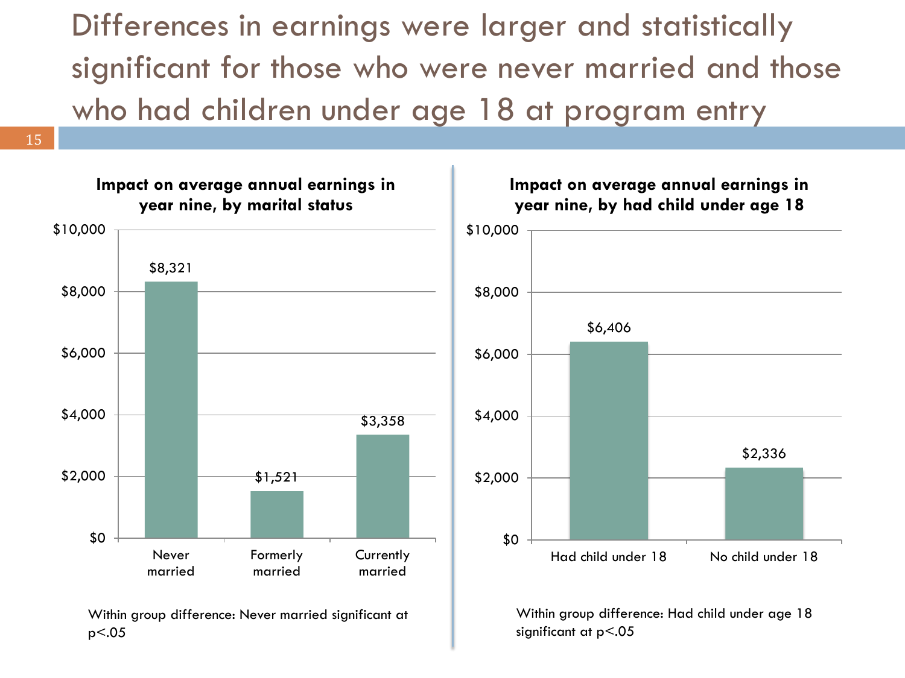# Differences in earnings were larger and statistically significant for those who were never married and those who had children under age 18 at program entry

**Impact on average annual earnings in year nine, by marital status**

| Marital status | Impact |
|---|---|
| Never married | $8,321 |
| Formerly married | $1,521 |
| Currently married | $3,358 |

Within group difference: Never married significant at p<.05

**Impact on average annual earnings in year nine, by had child under age 18**

| Had child under age 18 | Impact |
|---|---|
| Had child under 18 | $6,406 |
| No child under 18 | $2,336 |

Within group difference: Had child under age 18 significant at p<.05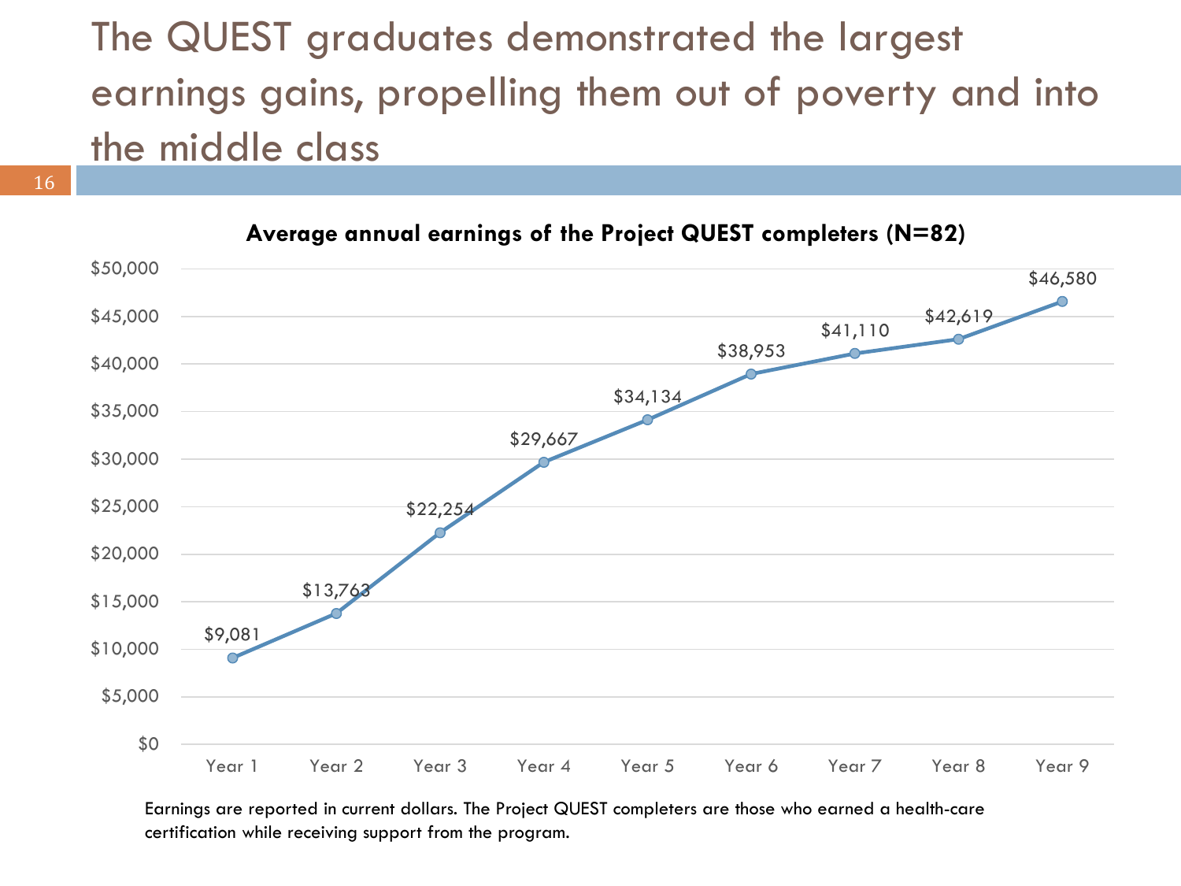# The QUEST graduates demonstrated the largest earnings gains, propelling them out of poverty and into the middle class

**Average annual earnings of the Project QUEST completers (N=82)**

| Year | Average annual earnings |
| --- | --- |
| Year 1 | $9,081 |
| Year 2 | $13,763 |
| Year 3 | $22,254 |
| Year 4 | $29,667 |
| Year 5 | $34,134 |
| Year 6 | $38,953 |
| Year 7 | $41,110 |
| Year 8 | $42,619 |
| Year 9 | $46,580 |

Earnings are reported in current dollars. The Project QUEST completers are those who earned a health-care certification while receiving support from the program.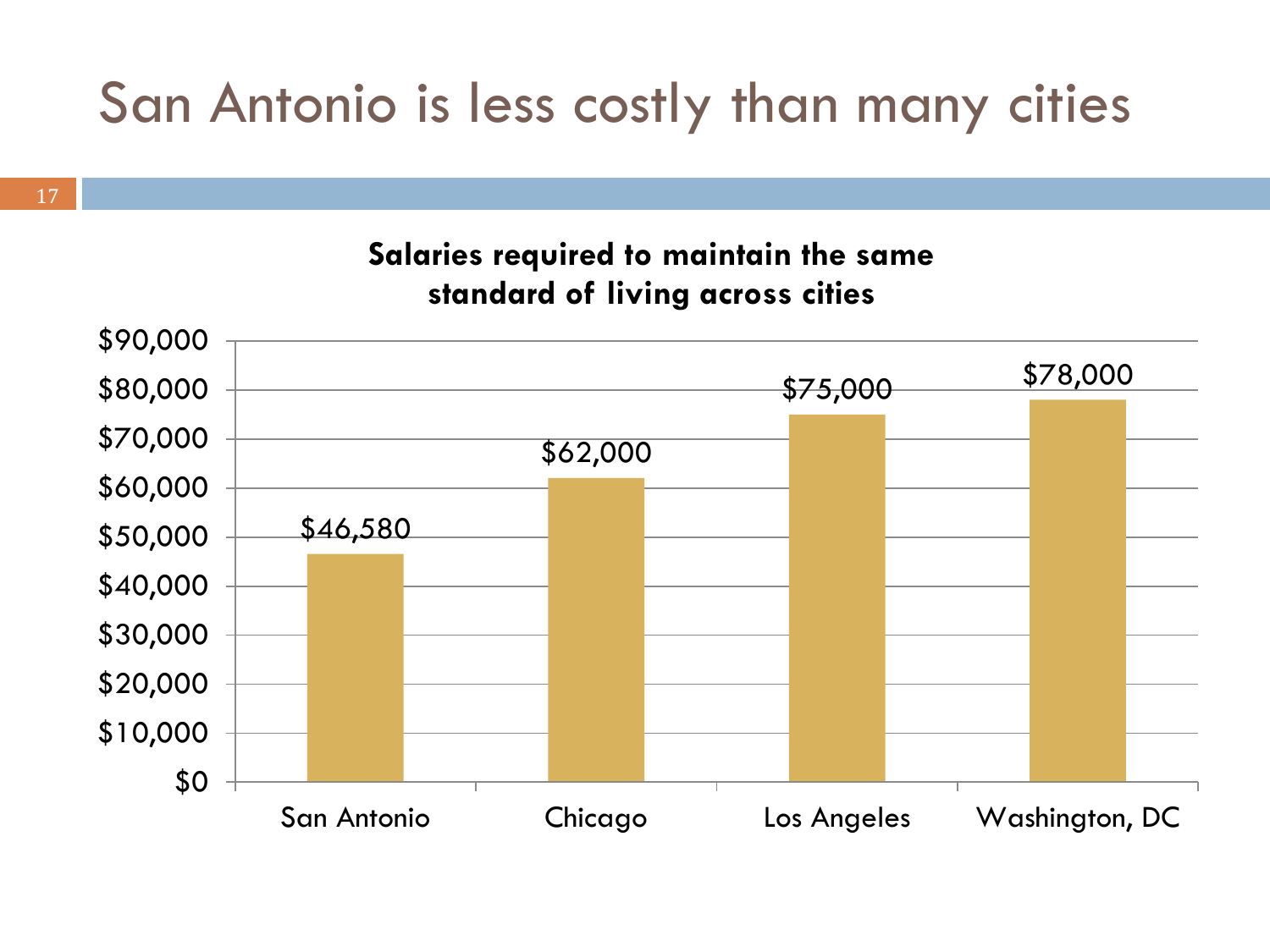# San Antonio is less costly than many cities

**Salaries required to maintain the same standard of living across cities**

| City | Salary |
|---|---|
| San Antonio | $46,580 |
| Chicago | $62,000 |
| Los Angeles | $75,000 |
| Washington, DC | $78,000 |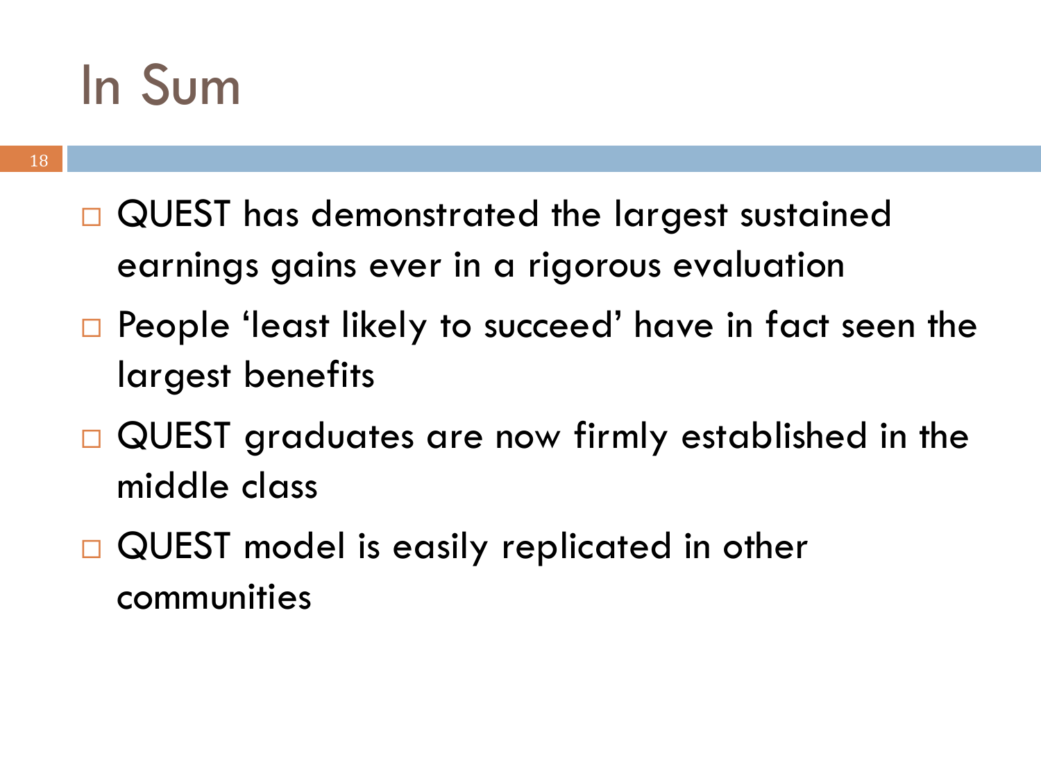# In Sum

- QUEST has demonstrated the largest sustained earnings gains ever in a rigorous evaluation
- People ‘least likely to succeed’ have in fact seen the largest benefits
- QUEST graduates are now firmly established in the middle class
- QUEST model is easily replicated in other communities